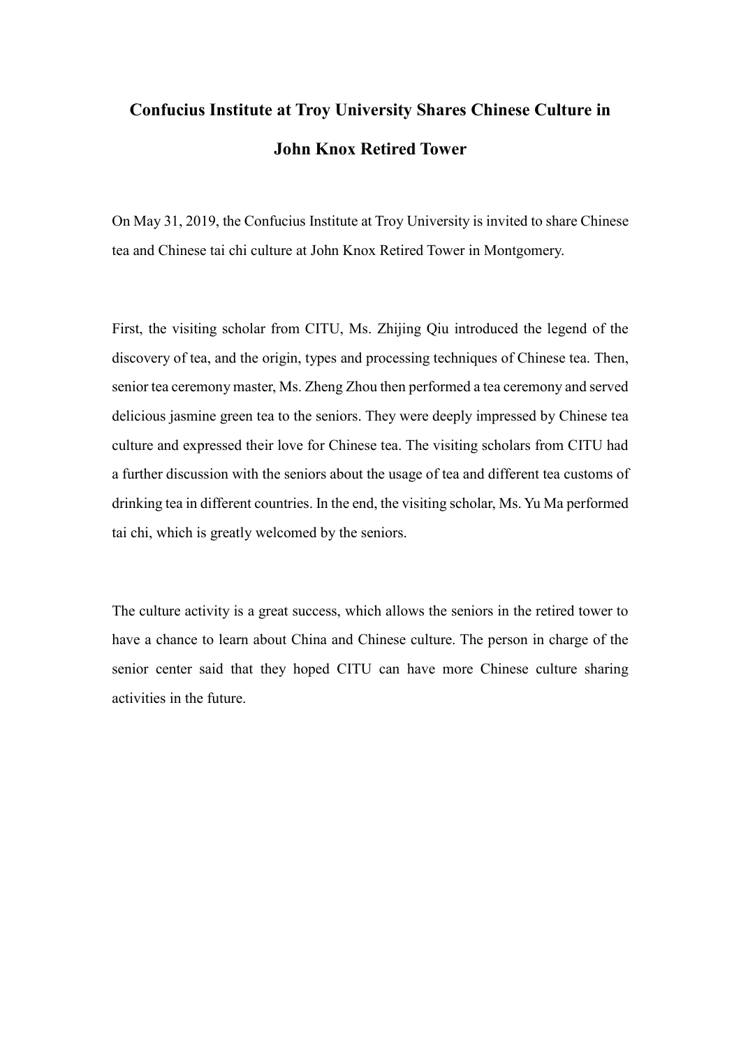# Confucius Institute at Troy University Shares Chinese Culture in John Knox Retired Tower

On May 31, 2019, the Confucius Institute at Troy University is invited to share Chinese tea and Chinese tai chi culture at John Knox Retired Tower in Montgomery.

First, the visiting scholar from CITU, Ms. Zhijing Qiu introduced the legend of the discovery of tea, and the origin, types and processing techniques of Chinese tea. Then, senior tea ceremony master, Ms. Zheng Zhou then performed a tea ceremony and served delicious jasmine green tea to the seniors. They were deeply impressed by Chinese tea culture and expressed their love for Chinese tea. The visiting scholars from CITU had a further discussion with the seniors about the usage of tea and different tea customs of drinking tea in different countries. In the end, the visiting scholar, Ms. Yu Ma performed tai chi, which is greatly welcomed by the seniors.

The culture activity is a great success, which allows the seniors in the retired tower to have a chance to learn about China and Chinese culture. The person in charge of the senior center said that they hoped CITU can have more Chinese culture sharing activities in the future.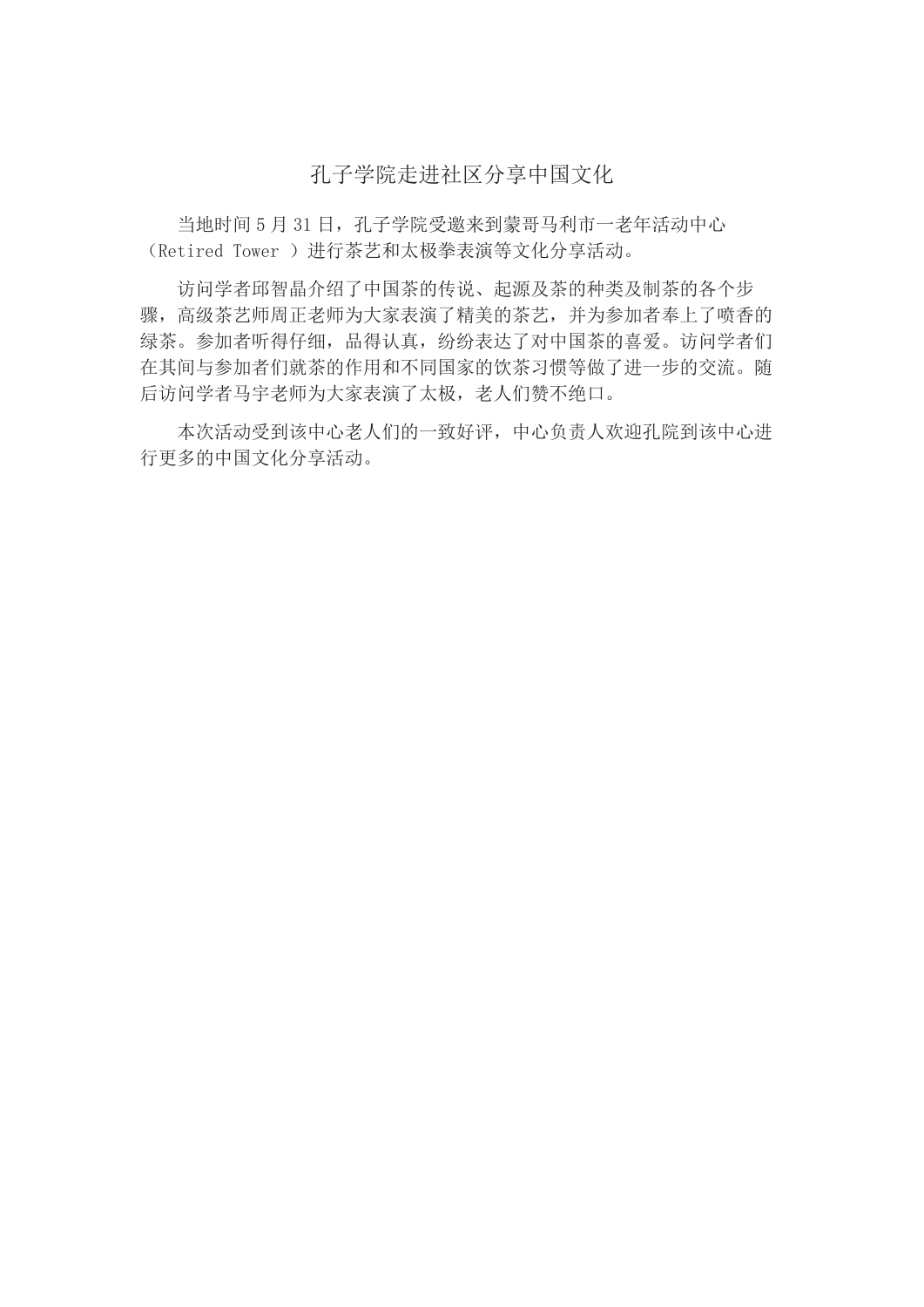# 孔子学院走进社区分享中国文化

当地时间 5 月 31 日，孔子学院受邀来到蒙哥马利市一老年活动中心（Retired Tower ）进行茶艺和太极拳表演等文化分享活动。

访问学者邱智晶介绍了中国茶的传说、起源及茶的种类及制茶的各个步骤，高级茶艺师周正老师为大家表演了精美的茶艺，并为参加者奉上了喷香的绿茶。参加者听得仔细，品得认真，纷纷表达了对中国茶的喜爱。访问学者们在其间与参加者们就茶的作用和不同国家的饮茶习惯等做了进一步的交流。随后访问学者马宇老师为大家表演了太极，老人们赞不绝口。

本次活动受到该中心老人们的一致好评，中心负责人欢迎孔院到该中心进行更多的中国文化分享活动。